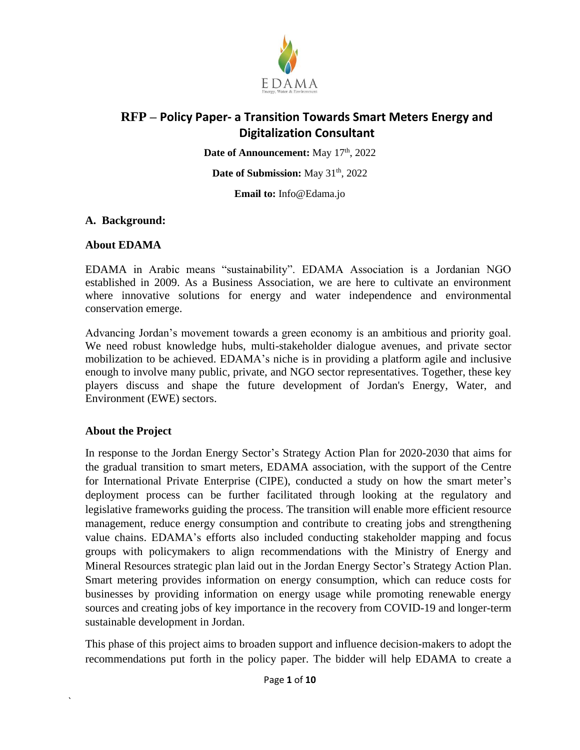# RFP – Policy Paper- a Transition Towards Smart Meters Energy and Digitalization Consultant

**Date of Announcement:** May 17th, 2022

**Date of Submission:** May 31th, 2022

**Email to:** Info@Edama.jo

## A. Background:

### About EDAMA

EDAMA in Arabic means "sustainability". EDAMA Association is a Jordanian NGO established in 2009. As a Business Association, we are here to cultivate an environment where innovative solutions for energy and water independence and environmental conservation emerge.

Advancing Jordan's movement towards a green economy is an ambitious and priority goal. We need robust knowledge hubs, multi-stakeholder dialogue avenues, and private sector mobilization to be achieved. EDAMA's niche is in providing a platform agile and inclusive enough to involve many public, private, and NGO sector representatives. Together, these key players discuss and shape the future development of Jordan's Energy, Water, and Environment (EWE) sectors.

### About the Project

In response to the Jordan Energy Sector's Strategy Action Plan for 2020-2030 that aims for the gradual transition to smart meters, EDAMA association, with the support of the Centre for International Private Enterprise (CIPE), conducted a study on how the smart meter's deployment process can be further facilitated through looking at the regulatory and legislative frameworks guiding the process. The transition will enable more efficient resource management, reduce energy consumption and contribute to creating jobs and strengthening value chains. EDAMA's efforts also included conducting stakeholder mapping and focus groups with policymakers to align recommendations with the Ministry of Energy and Mineral Resources strategic plan laid out in the Jordan Energy Sector's Strategy Action Plan. Smart metering provides information on energy consumption, which can reduce costs for businesses by providing information on energy usage while promoting renewable energy sources and creating jobs of key importance in the recovery from COVID-19 and longer-term sustainable development in Jordan.

This phase of this project aims to broaden support and influence decision-makers to adopt the recommendations put forth in the policy paper. The bidder will help EDAMA to create a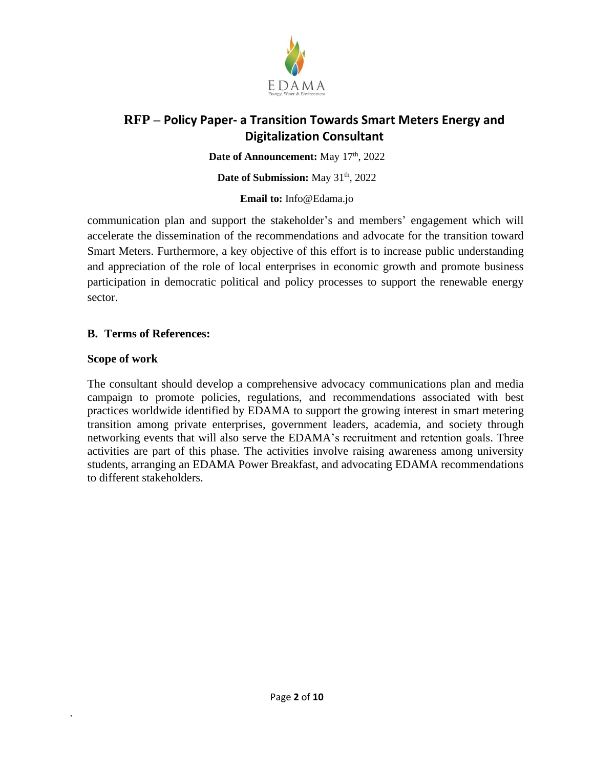communication plan and support the stakeholder's and members' engagement which will accelerate the dissemination of the recommendations and advocate for the transition toward Smart Meters. Furthermore, a key objective of this effort is to increase public understanding and appreciation of the role of local enterprises in economic growth and promote business participation in democratic political and policy processes to support the renewable energy sector.

## B. Terms of References:

### Scope of work

The consultant should develop a comprehensive advocacy communications plan and media campaign to promote policies, regulations, and recommendations associated with best practices worldwide identified by EDAMA to support the growing interest in smart metering transition among private enterprises, government leaders, academia, and society through networking events that will also serve the EDAMA's recruitment and retention goals. Three activities are part of this phase. The activities involve raising awareness among university students, arranging an EDAMA Power Breakfast, and advocating EDAMA recommendations to different stakeholders.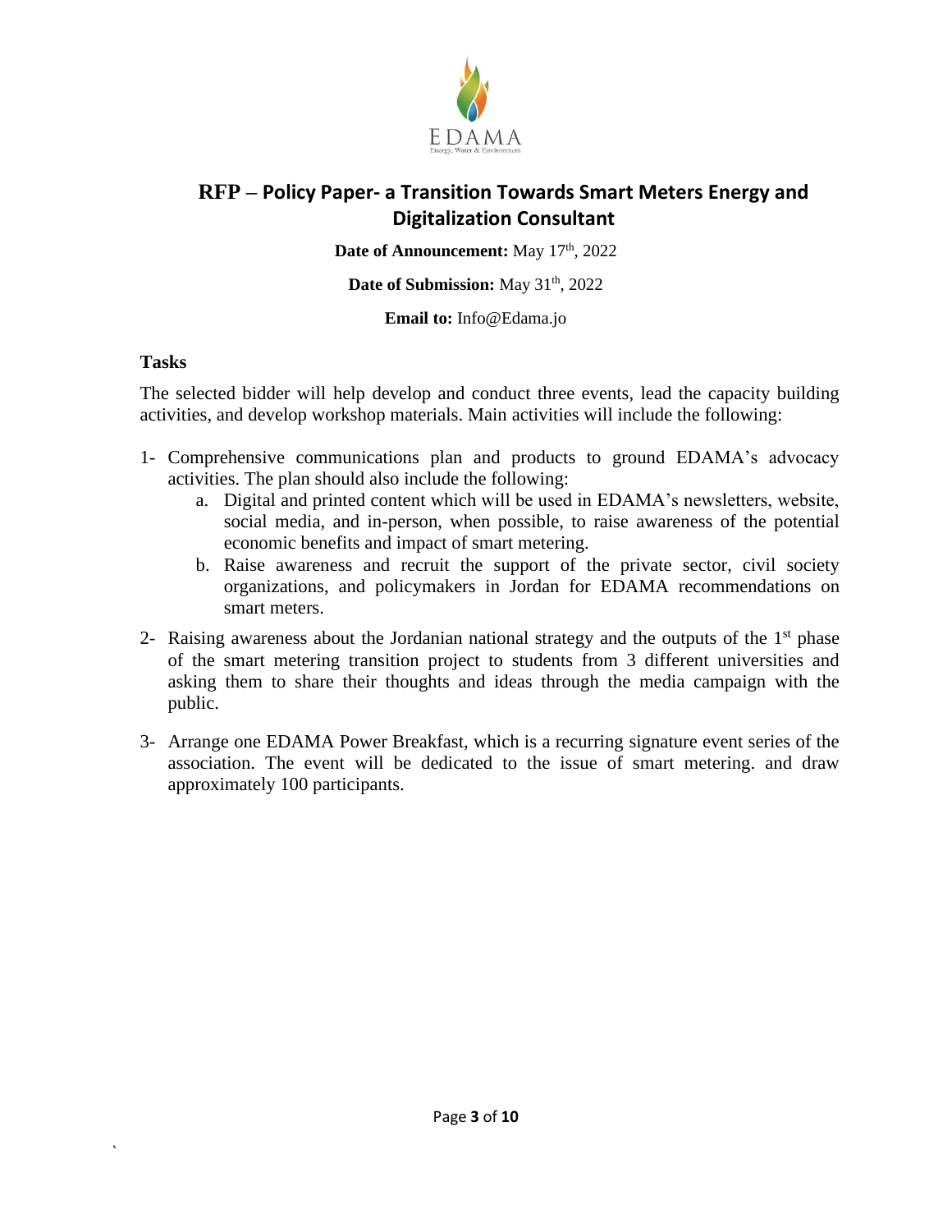EDAMA

Energy, Water & Environment

# RFP – Policy Paper- a Transition Towards Smart Meters Energy and Digitalization Consultant

**Date of Announcement:** May 17th, 2022

**Date of Submission:** May 31th, 2022

**Email to:** Info@Edama.jo

### Tasks

The selected bidder will help develop and conduct three events, lead the capacity building activities, and develop workshop materials. Main activities will include the following:

1- Comprehensive communications plan and products to ground EDAMA's advocacy activities. The plan should also include the following:
   a. Digital and printed content which will be used in EDAMA's newsletters, website, social media, and in-person, when possible, to raise awareness of the potential economic benefits and impact of smart metering.
   b. Raise awareness and recruit the support of the private sector, civil society organizations, and policymakers in Jordan for EDAMA recommendations on smart meters.

2- Raising awareness about the Jordanian national strategy and the outputs of the 1st phase of the smart metering transition project to students from 3 different universities and asking them to share their thoughts and ideas through the media campaign with the public.

3- Arrange one EDAMA Power Breakfast, which is a recurring signature event series of the association. The event will be dedicated to the issue of smart metering. and draw approximately 100 participants.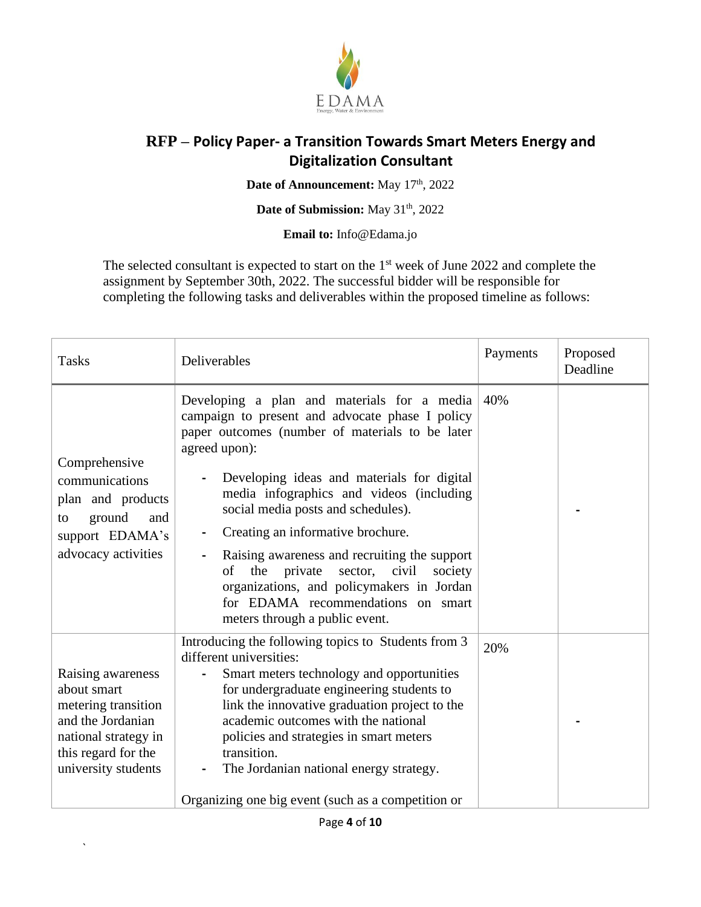# RFP – Policy Paper- a Transition Towards Smart Meters Energy and Digitalization Consultant

**Date of Announcement:** May 17th, 2022

**Date of Submission:** May 31th, 2022

**Email to:** Info@Edama.jo

The selected consultant is expected to start on the 1st week of June 2022 and complete the assignment by September 30th, 2022. The successful bidder will be responsible for completing the following tasks and deliverables within the proposed timeline as follows:

| Tasks | Deliverables | Payments | Proposed Deadline |
|---|---|---|---|
| Comprehensive communications plan and products to ground and support EDAMA's advocacy activities | Developing a plan and materials for a media campaign to present and advocate phase I policy paper outcomes (number of materials to be later agreed upon): <br> - Developing ideas and materials for digital media infographics and videos (including social media posts and schedules). <br> - Creating an informative brochure. <br> - Raising awareness and recruiting the support of the private sector, civil society organizations, and policymakers in Jordan for EDAMA recommendations on smart meters through a public event. | 40% | - |
| Raising awareness about smart metering transition and the Jordanian national strategy in this regard for the university students | Introducing the following topics to Students from 3 different universities: <br> - Smart meters technology and opportunities for undergraduate engineering students to link the innovative graduation project to the academic outcomes with the national policies and strategies in smart meters transition. <br> - The Jordanian national energy strategy. <br><br> Organizing one big event (such as a competition or | 20% | - |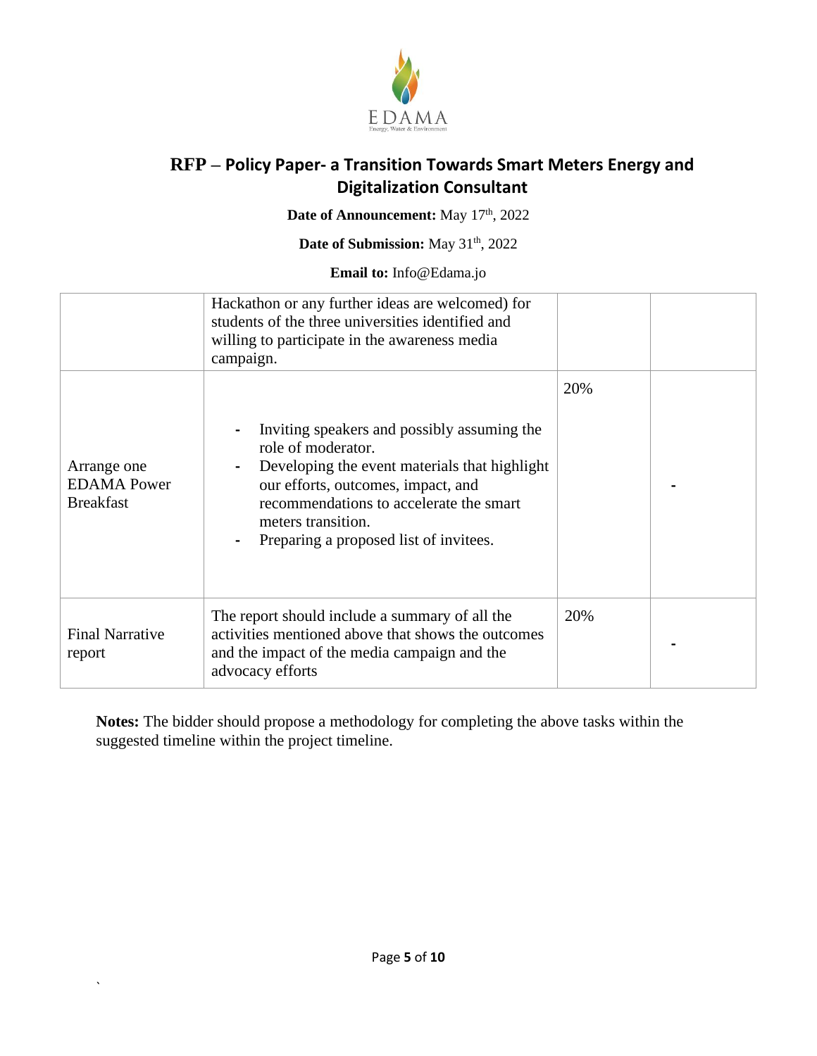# RFP – Policy Paper- a Transition Towards Smart Meters Energy and Digitalization Consultant

**Date of Announcement:** May 17th, 2022

**Date of Submission:** May 31th, 2022

**Email to:** Info@Edama.jo

| | | | |
|---|---|---|---|
| | Hackathon or any further ideas are welcomed) for students of the three universities identified and willing to participate in the awareness media campaign. | | |
| Arrange one EDAMA Power Breakfast | - Inviting speakers and possibly assuming the role of moderator.<br>- Developing the event materials that highlight our efforts, outcomes, impact, and recommendations to accelerate the smart meters transition.<br>- Preparing a proposed list of invitees. | 20% | - |
| Final Narrative report | The report should include a summary of all the activities mentioned above that shows the outcomes and the impact of the media campaign and the advocacy efforts | 20% | - |

**Notes:** The bidder should propose a methodology for completing the above tasks within the suggested timeline within the project timeline.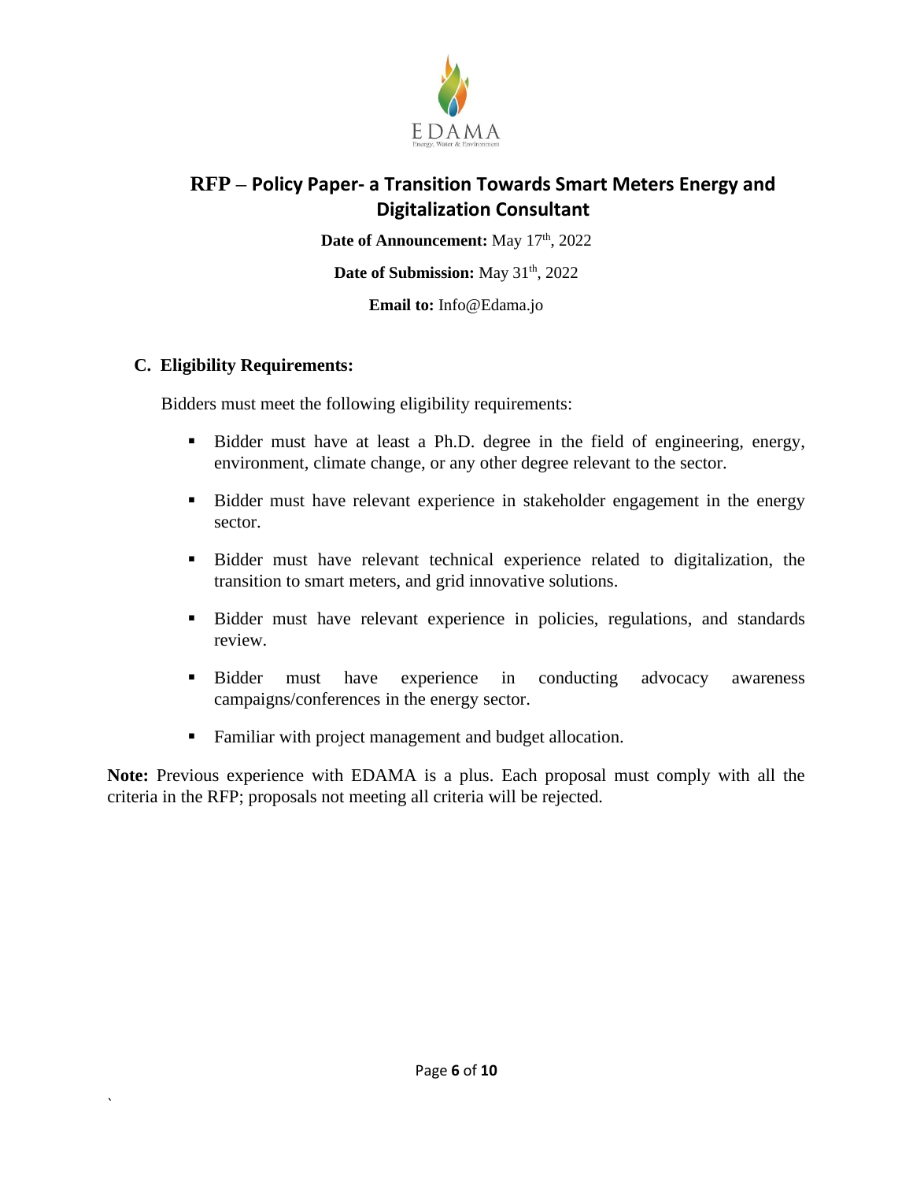# RFP – Policy Paper- a Transition Towards Smart Meters Energy and Digitalization Consultant

**Date of Announcement:** May 17th, 2022

**Date of Submission:** May 31th, 2022

**Email to:** Info@Edama.jo

## C. Eligibility Requirements:

Bidders must meet the following eligibility requirements:

- Bidder must have at least a Ph.D. degree in the field of engineering, energy, environment, climate change, or any other degree relevant to the sector.
- Bidder must have relevant experience in stakeholder engagement in the energy sector.
- Bidder must have relevant technical experience related to digitalization, the transition to smart meters, and grid innovative solutions.
- Bidder must have relevant experience in policies, regulations, and standards review.
- Bidder must have experience in conducting advocacy awareness campaigns/conferences in the energy sector.
- Familiar with project management and budget allocation.

**Note:** Previous experience with EDAMA is a plus. Each proposal must comply with all the criteria in the RFP; proposals not meeting all criteria will be rejected.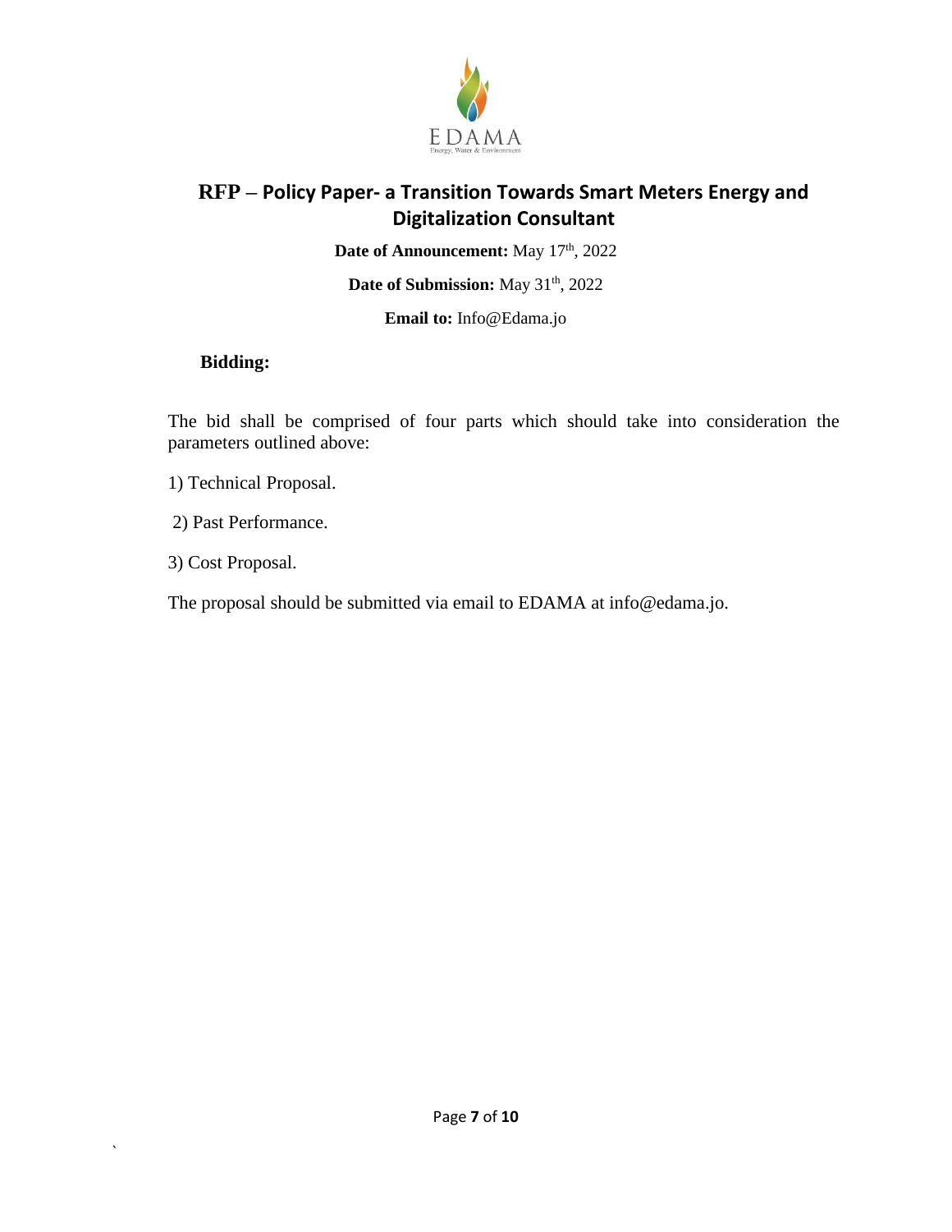# RFP – Policy Paper- a Transition Towards Smart Meters Energy and Digitalization Consultant

**Date of Announcement:** May 17th, 2022

**Date of Submission:** May 31th, 2022

**Email to:** Info@Edama.jo

**Bidding:**

The bid shall be comprised of four parts which should take into consideration the parameters outlined above:

1) Technical Proposal.

2) Past Performance.

3) Cost Proposal.

The proposal should be submitted via email to EDAMA at info@edama.jo.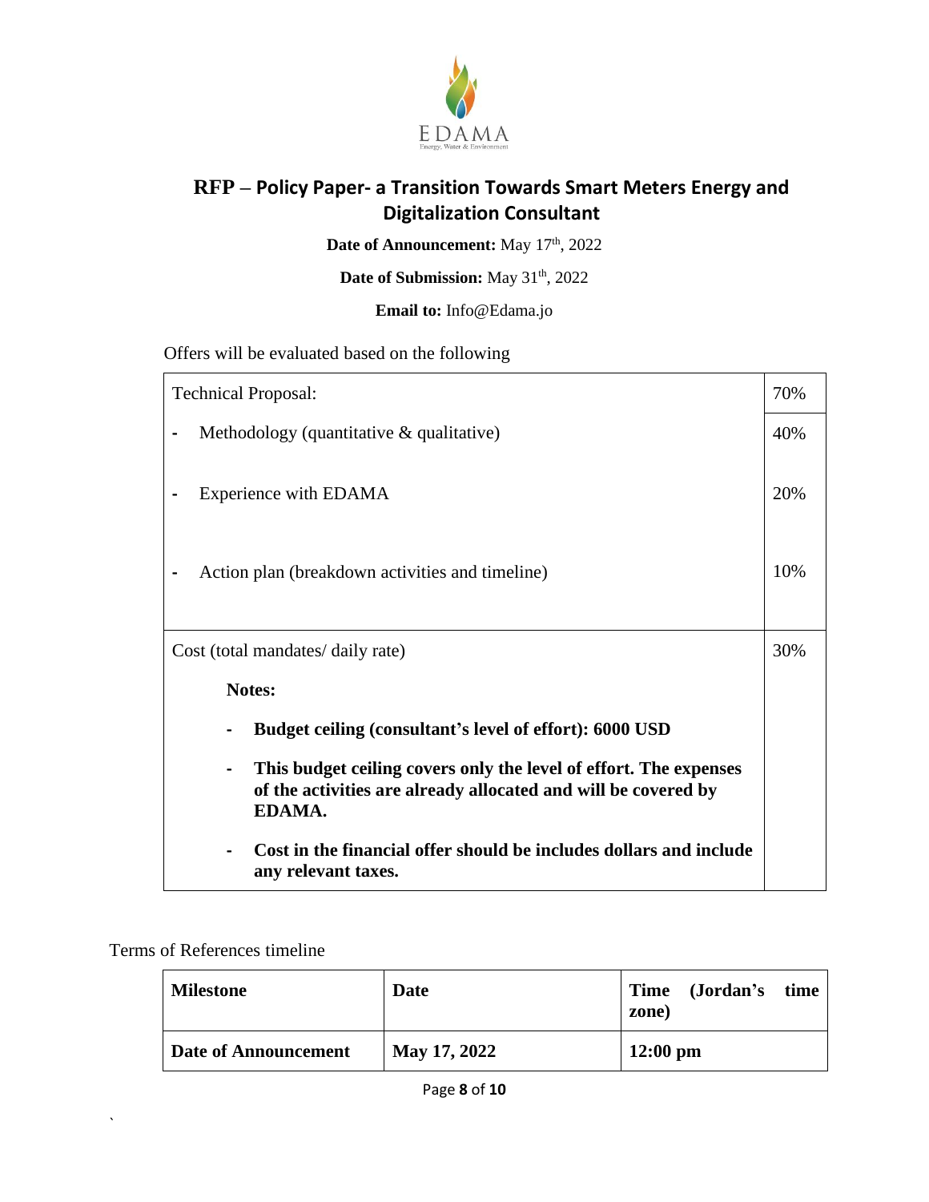# RFP – Policy Paper- a Transition Towards Smart Meters Energy and Digitalization Consultant

**Date of Announcement:** May 17th, 2022

**Date of Submission:** May 31th, 2022

**Email to:** Info@Edama.jo

Offers will be evaluated based on the following

| Technical Proposal: | 70% |
|---|---|
| - Methodology (quantitative & qualitative) | 40% |
| - Experience with EDAMA | 20% |
| - Action plan (breakdown activities and timeline) | 10% |
| Cost (total mandates/ daily rate)<br><br>**Notes:**<br>- **Budget ceiling (consultant's level of effort): 6000 USD**<br>- **This budget ceiling covers only the level of effort. The expenses of the activities are already allocated and will be covered by EDAMA.**<br>- **Cost in the financial offer should be includes dollars and include any relevant taxes.** | 30% |

Terms of References timeline

| Milestone | Date | Time (Jordan's time zone) |
|---|---|---|
| **Date of Announcement** | **May 17, 2022** | **12:00 pm** |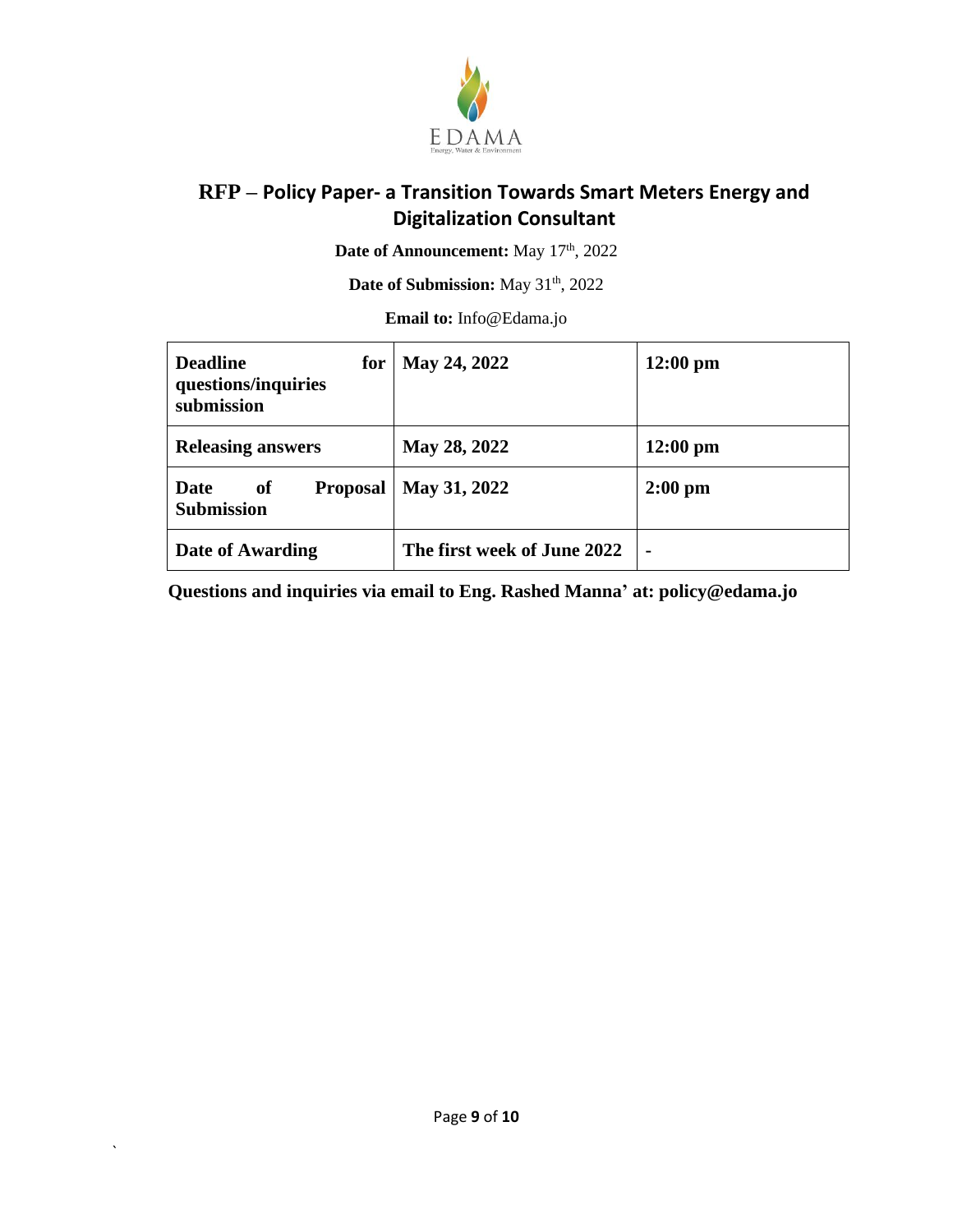## RFP – Policy Paper- a Transition Towards Smart Meters Energy and Digitalization Consultant

**Date of Announcement:** May 17th, 2022

**Date of Submission:** May 31th, 2022

**Email to:** Info@Edama.jo

| | | |
|---|---|---|
| **Deadline for questions/inquiries submission** | **May 24, 2022** | **12:00 pm** |
| **Releasing answers** | **May 28, 2022** | **12:00 pm** |
| **Date of Proposal Submission** | **May 31, 2022** | **2:00 pm** |
| **Date of Awarding** | **The first week of June 2022** | **-** |

**Questions and inquiries via email to Eng. Rashed Manna' at: policy@edama.jo**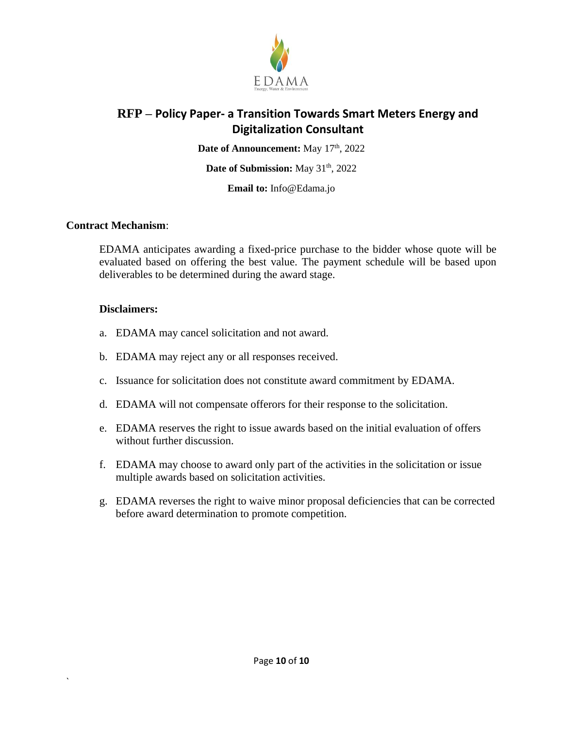EDAMA

Energy, Water & Environment

# RFP – Policy Paper- a Transition Towards Smart Meters Energy and Digitalization Consultant

**Date of Announcement:** May 17th, 2022

**Date of Submission:** May 31th, 2022

**Email to:** Info@Edama.jo

**Contract Mechanism**:

EDAMA anticipates awarding a fixed-price purchase to the bidder whose quote will be evaluated based on offering the best value. The payment schedule will be based upon deliverables to be determined during the award stage.

**Disclaimers:**

a. EDAMA may cancel solicitation and not award.

b. EDAMA may reject any or all responses received.

c. Issuance for solicitation does not constitute award commitment by EDAMA.

d. EDAMA will not compensate offerors for their response to the solicitation.

e. EDAMA reserves the right to issue awards based on the initial evaluation of offers without further discussion.

f. EDAMA may choose to award only part of the activities in the solicitation or issue multiple awards based on solicitation activities.

g. EDAMA reverses the right to waive minor proposal deficiencies that can be corrected before award determination to promote competition.